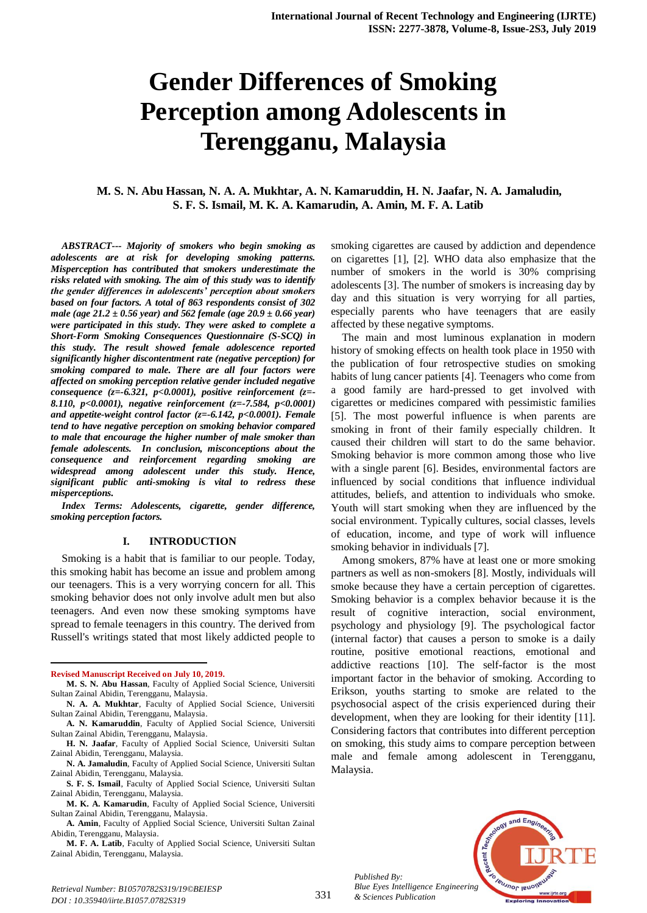# Gender Differences of Smoking Perception among Adolescents in Terengganu, Malaysia

**M. S. N. Abu Hassan, N. A. A. Mukhtar, A. N. Kamaruddin, H. N. Jaafar, N. A. Jamaludin, S. F. S. Ismail, M. K. A. Kamarudin, A. Amin, M. F. A. Latib**

***ABSTRACT--- Majority of smokers who begin smoking as adolescents are at risk for developing smoking patterns. Misperception has contributed that smokers underestimate the risks related with smoking. The aim of this study was to identify the gender differences in adolescents' perception about smokers based on four factors. A total of 863 respondents consist of 302 male (age 21.2 ± 0.56 year) and 562 female (age 20.9 ± 0.66 year) were participated in this study. They were asked to complete a Short-Form Smoking Consequences Questionnaire (S-SCQ) in this study. The result showed female adolescence reported significantly higher discontentment rate (negative perception) for smoking compared to male. There are all four factors were affected on smoking perception relative gender included negative consequence (z=-6.321, p<0.0001), positive reinforcement (z=-8.110, p<0.0001), negative reinforcement (z=-7.584, p<0.0001) and appetite-weight control factor (z=-6.142, p<0.0001). Female tend to have negative perception on smoking behavior compared to male that encourage the higher number of male smoker than female adolescents. In conclusion, misconceptions about the consequence and reinforcement regarding smoking are widespread among adolescent under this study. Hence, significant public anti-smoking is vital to redress these misperceptions.***

***Index Terms: Adolescents, cigarette, gender difference, smoking perception factors.***

## I. INTRODUCTION

Smoking is a habit that is familiar to our people. Today, this smoking habit has become an issue and problem among our teenagers. This is a very worrying concern for all. This smoking behavior does not only involve adult men but also teenagers. And even now these smoking symptoms have spread to female teenagers in this country. The derived from Russell's writings stated that most likely addicted people to smoking cigarettes are caused by addiction and dependence on cigarettes [1], [2]. WHO data also emphasize that the number of smokers in the world is 30% comprising adolescents [3]. The number of smokers is increasing day by day and this situation is very worrying for all parties, especially parents who have teenagers that are easily affected by these negative symptoms.

The main and most luminous explanation in modern history of smoking effects on health took place in 1950 with the publication of four retrospective studies on smoking habits of lung cancer patients [4]. Teenagers who come from a good family are hard-pressed to get involved with cigarettes or medicines compared with pessimistic families [5]. The most powerful influence is when parents are smoking in front of their family especially children. It caused their children will start to do the same behavior. Smoking behavior is more common among those who live with a single parent [6]. Besides, environmental factors are influenced by social conditions that influence individual attitudes, beliefs, and attention to individuals who smoke. Youth will start smoking when they are influenced by the social environment. Typically cultures, social classes, levels of education, income, and type of work will influence smoking behavior in individuals [7].

Among smokers, 87% have at least one or more smoking partners as well as non-smokers [8]. Mostly, individuals will smoke because they have a certain perception of cigarettes. Smoking behavior is a complex behavior because it is the result of cognitive interaction, social environment, psychology and physiology [9]. The psychological factor (internal factor) that causes a person to smoke is a daily routine, positive emotional reactions, emotional and addictive reactions [10]. The self-factor is the most important factor in the behavior of smoking. According to Erikson, youths starting to smoke are related to the psychosocial aspect of the crisis experienced during their development, when they are looking for their identity [11]. Considering factors that contributes into different perception on smoking, this study aims to compare perception between male and female among adolescent in Terengganu, Malaysia.

---

**Revised Manuscript Received on July 10, 2019.**

**M. S. N. Abu Hassan**, Faculty of Applied Social Science, Universiti Sultan Zainal Abidin, Terengganu, Malaysia.

**N. A. A. Mukhtar**, Faculty of Applied Social Science, Universiti Sultan Zainal Abidin, Terengganu, Malaysia.

**A. N. Kamaruddin**, Faculty of Applied Social Science, Universiti Sultan Zainal Abidin, Terengganu, Malaysia.

**H. N. Jaafar**, Faculty of Applied Social Science, Universiti Sultan Zainal Abidin, Terengganu, Malaysia.

**N. A. Jamaludin**, Faculty of Applied Social Science, Universiti Sultan Zainal Abidin, Terengganu, Malaysia.

**S. F. S. Ismail**, Faculty of Applied Social Science, Universiti Sultan Zainal Abidin, Terengganu, Malaysia.

**M. K. A. Kamarudin**, Faculty of Applied Social Science, Universiti Sultan Zainal Abidin, Terengganu, Malaysia.

**A. Amin**, Faculty of Applied Social Science, Universiti Sultan Zainal Abidin, Terengganu, Malaysia.

**M. F. A. Latib**, Faculty of Applied Social Science, Universiti Sultan Zainal Abidin, Terengganu, Malaysia.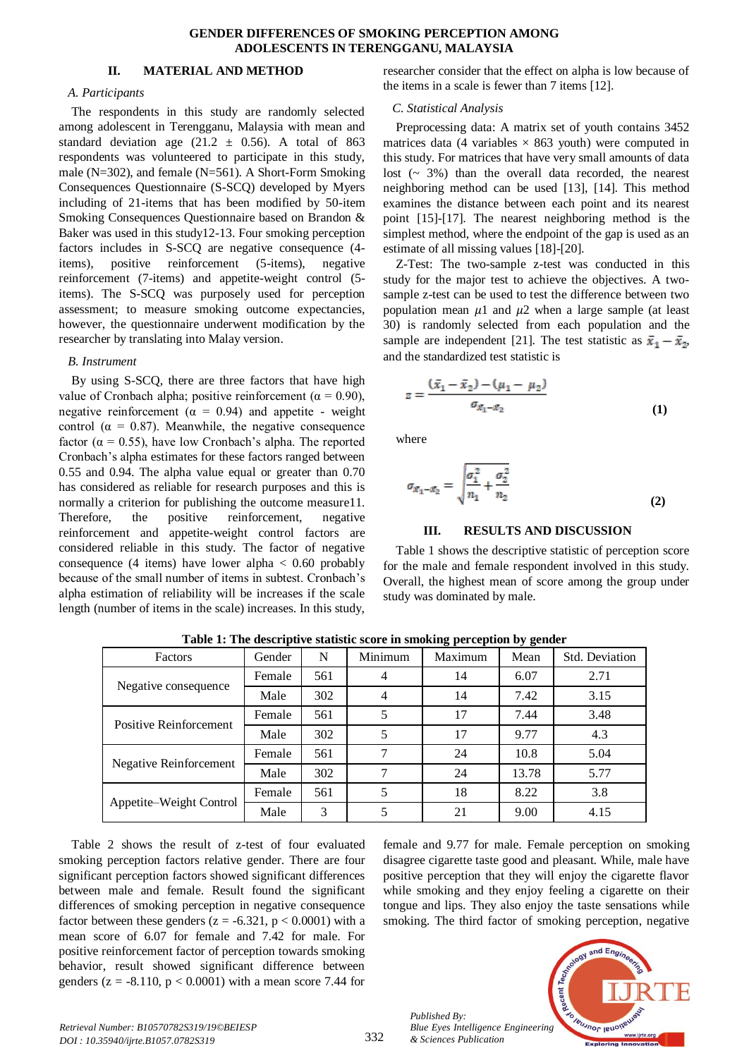## II. MATERIAL AND METHOD

### A. Participants

The respondents in this study are randomly selected among adolescent in Terengganu, Malaysia with mean and standard deviation age (21.2 ± 0.56). A total of 863 respondents was volunteered to participate in this study, male (N=302), and female (N=561). A Short-Form Smoking Consequences Questionnaire (S-SCQ) developed by Myers including of 21-items that has been modified by 50-item Smoking Consequences Questionnaire based on Brandon & Baker was used in this study12-13. Four smoking perception factors includes in S-SCQ are negative consequence (4-items), positive reinforcement (5-items), negative reinforcement (7-items) and appetite-weight control (5-items). The S-SCQ was purposely used for perception assessment; to measure smoking outcome expectancies, however, the questionnaire underwent modification by the researcher by translating into Malay version.

### B. Instrument

By using S-SCQ, there are three factors that have high value of Cronbach alpha; positive reinforcement (α = 0.90), negative reinforcement (α = 0.94) and appetite - weight control (α = 0.87). Meanwhile, the negative consequence factor (α = 0.55), have low Cronbach's alpha. The reported Cronbach's alpha estimates for these factors ranged between 0.55 and 0.94. The alpha value equal or greater than 0.70 has considered as reliable for research purposes and this is normally a criterion for publishing the outcome measure11. Therefore, the positive reinforcement, negative reinforcement and appetite-weight control factors are considered reliable in this study. The factor of negative consequence (4 items) have lower alpha < 0.60 probably because of the small number of items in subtest. Cronbach's alpha estimation of reliability will be increases if the scale length (number of items in the scale) increases. In this study, researcher consider that the effect on alpha is low because of the items in a scale is fewer than 7 items [12].

### C. Statistical Analysis

Preprocessing data: A matrix set of youth contains 3452 matrices data (4 variables × 863 youth) were computed in this study. For matrices that have very small amounts of data lost (~ 3%) than the overall data recorded, the nearest neighboring method can be used [13], [14]. This method examines the distance between each point and its nearest point [15]-[17]. The nearest neighboring method is the simplest method, where the endpoint of the gap is used as an estimate of all missing values [18]-[20].

Z-Test: The two-sample z-test was conducted in this study for the major test to achieve the objectives. A two-sample z-test can be used to test the difference between two population mean $\mu 1$ and $\mu 2$ when a large sample (at least 30) is randomly selected from each population and the sample are independent [21]. The test statistic as $\bar{x}_1 - \bar{x}_2$, and the standardized test statistic is

$$z = \frac{(\bar{x}_1 - \bar{x}_2) - (\mu_1 - \mu_2)}{\sigma_{\bar{x}_1 - \bar{x}_2}} \tag{1}$$

where

$$\sigma_{\bar{x}_1 - \bar{x}_2} = \sqrt{\frac{\sigma_1^2}{n_1} + \frac{\sigma_2^2}{n_2}} \tag{2}$$

## III. RESULTS AND DISCUSSION

Table 1 shows the descriptive statistic of perception score for the male and female respondent involved in this study. Overall, the highest mean of score among the group under study was dominated by male.

**Table 1: The descriptive statistic score in smoking perception by gender**

| Factors | Gender | N | Minimum | Maximum | Mean | Std. Deviation |
|---|---|---|---|---|---|---|
| Negative consequence | Female | 561 | 4 | 14 | 6.07 | 2.71 |
| | Male | 302 | 4 | 14 | 7.42 | 3.15 |
| Positive Reinforcement | Female | 561 | 5 | 17 | 7.44 | 3.48 |
| | Male | 302 | 5 | 17 | 9.77 | 4.3 |
| Negative Reinforcement | Female | 561 | 7 | 24 | 10.8 | 5.04 |
| | Male | 302 | 7 | 24 | 13.78 | 5.77 |
| Appetite–Weight Control | Female | 561 | 5 | 18 | 8.22 | 3.8 |
| | Male | 3 | 5 | 21 | 9.00 | 4.15 |

Table 2 shows the result of z-test of four evaluated smoking perception factors relative gender. There are four significant perception factors showed significant differences between male and female. Result found the significant differences of smoking perception in negative consequence factor between these genders ($z = -6.321$, $p < 0.0001$) with a mean score of 6.07 for female and 7.42 for male. For positive reinforcement factor of perception towards smoking behavior, result showed significant difference between genders ($z = -8.110$, $p < 0.0001$) with a mean score 7.44 for female and 9.77 for male. Female perception on smoking disagree cigarette taste good and pleasant. While, male have positive perception that they will enjoy the cigarette flavor while smoking and they enjoy feeling a cigarette on their tongue and lips. They also enjoy the taste sensations while smoking. The third factor of smoking perception, negative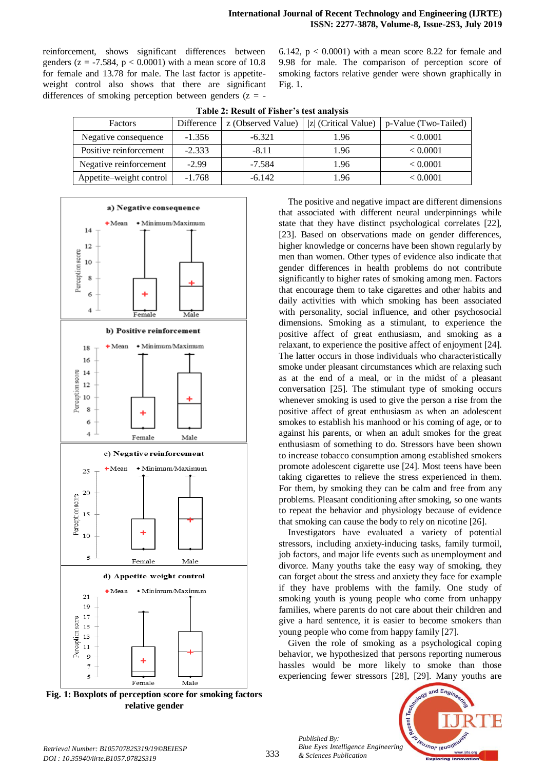reinforcement, shows significant differences between genders ($z = -7.584$, $p < 0.0001$) with a mean score of 10.8 for female and 13.78 for male. The last factor is appetite-weight control also shows that there are significant differences of smoking perception between genders ($z = -6.142$, $p < 0.0001$) with a mean score 8.22 for female and 9.98 for male. The comparison of perception score of smoking factors relative gender were shown graphically in Fig. 1.

**Table 2: Result of Fisher's test analysis**

| Factors | Difference | z (Observed Value) | \|z\| (Critical Value) | p-Value (Two-Tailed) |
|---|---|---|---|---|
| Negative consequence | -1.356 | -6.321 | 1.96 | < 0.0001 |
| Positive reinforcement | -2.333 | -8.11 | 1.96 | < 0.0001 |
| Negative reinforcement | -2.99 | -7.584 | 1.96 | < 0.0001 |
| Appetite–weight control | -1.768 | -6.142 | 1.96 | < 0.0001 |

**Fig. 1: Boxplots of perception score for smoking factors relative gender**

The positive and negative impact are different dimensions that associated with different neural underpinnings while state that they have distinct psychological correlates [22], [23]. Based on observations made on gender differences, higher knowledge or concerns have been shown regularly by men than women. Other types of evidence also indicate that gender differences in health problems do not contribute significantly to higher rates of smoking among men. Factors that encourage them to take cigarettes and other habits and daily activities with which smoking has been associated with personality, social influence, and other psychosocial dimensions. Smoking as a stimulant, to experience the positive affect of great enthusiasm, and smoking as a relaxant, to experience the positive affect of enjoyment [24]. The latter occurs in those individuals who characteristically smoke under pleasant circumstances which are relaxing such as at the end of a meal, or in the midst of a pleasant conversation [25]. The stimulant type of smoking occurs whenever smoking is used to give the person a rise from the positive affect of great enthusiasm as when an adolescent smokes to establish his manhood or his coming of age, or to against his parents, or when an adult smokes for the great enthusiasm of something to do. Stressors have been shown to increase tobacco consumption among established smokers promote adolescent cigarette use [24]. Most teens have been taking cigarettes to relieve the stress experienced in them. For them, by smoking they can be calm and free from any problems. Pleasant conditioning after smoking, so one wants to repeat the behavior and physiology because of evidence that smoking can cause the body to rely on nicotine [26].

Investigators have evaluated a variety of potential stressors, including anxiety-inducing tasks, family turmoil, job factors, and major life events such as unemployment and divorce. Many youths take the easy way of smoking, they can forget about the stress and anxiety they face for example if they have problems with the family. One study of smoking youth is young people who come from unhappy families, where parents do not care about their children and give a hard sentence, it is easier to become smokers than young people who come from happy family [27].

Given the role of smoking as a psychological coping behavior, we hypothesized that persons reporting numerous hassles would be more likely to smoke than those experiencing fewer stressors [28], [29]. Many youths are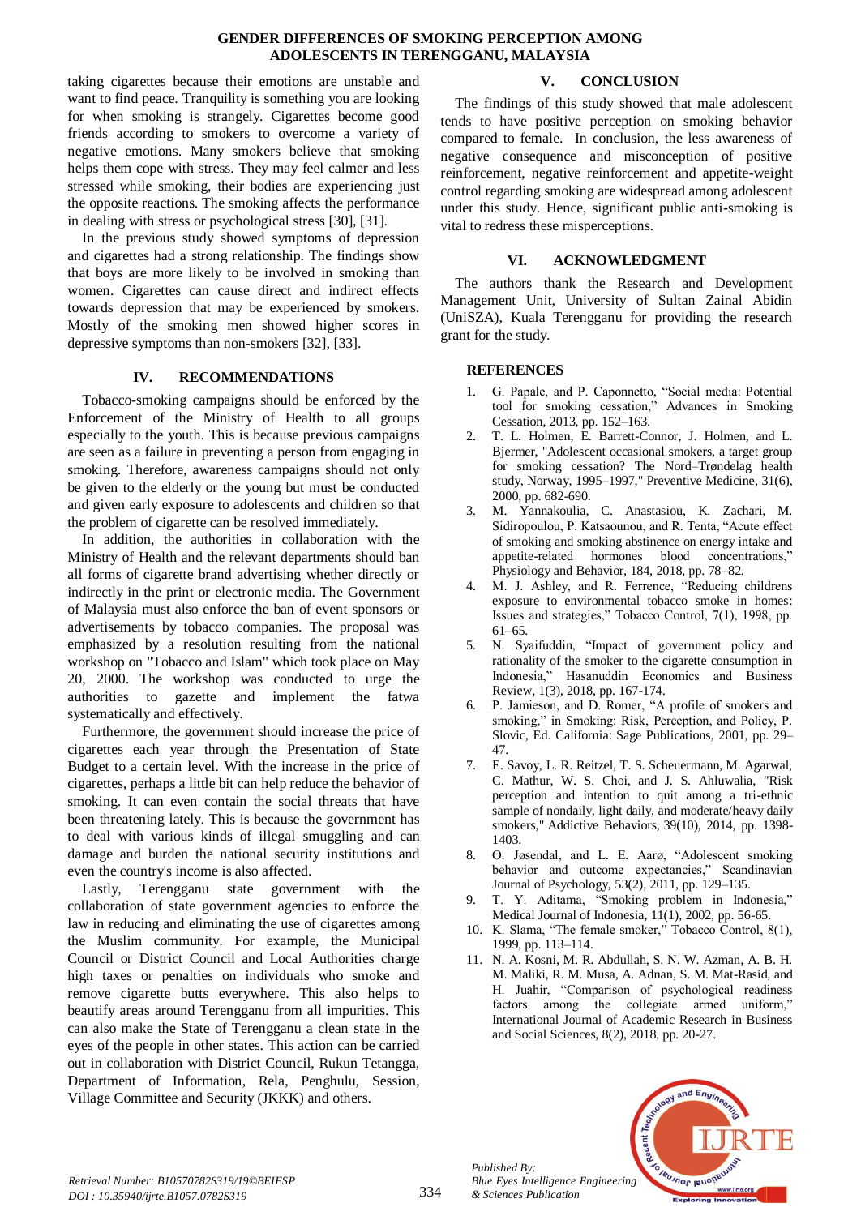taking cigarettes because their emotions are unstable and want to find peace. Tranquility is something you are looking for when smoking is strangely. Cigarettes become good friends according to smokers to overcome a variety of negative emotions. Many smokers believe that smoking helps them cope with stress. They may feel calmer and less stressed while smoking, their bodies are experiencing just the opposite reactions. The smoking affects the performance in dealing with stress or psychological stress [30], [31].

In the previous study showed symptoms of depression and cigarettes had a strong relationship. The findings show that boys are more likely to be involved in smoking than women. Cigarettes can cause direct and indirect effects towards depression that may be experienced by smokers. Mostly of the smoking men showed higher scores in depressive symptoms than non-smokers [32], [33].

## IV. RECOMMENDATIONS

Tobacco-smoking campaigns should be enforced by the Enforcement of the Ministry of Health to all groups especially to the youth. This is because previous campaigns are seen as a failure in preventing a person from engaging in smoking. Therefore, awareness campaigns should not only be given to the elderly or the young but must be conducted and given early exposure to adolescents and children so that the problem of cigarette can be resolved immediately.

In addition, the authorities in collaboration with the Ministry of Health and the relevant departments should ban all forms of cigarette brand advertising whether directly or indirectly in the print or electronic media. The Government of Malaysia must also enforce the ban of event sponsors or advertisements by tobacco companies. The proposal was emphasized by a resolution resulting from the national workshop on "Tobacco and Islam" which took place on May 20, 2000. The workshop was conducted to urge the authorities to gazette and implement the fatwa systematically and effectively.

Furthermore, the government should increase the price of cigarettes each year through the Presentation of State Budget to a certain level. With the increase in the price of cigarettes, perhaps a little bit can help reduce the behavior of smoking. It can even contain the social threats that have been threatening lately. This is because the government has to deal with various kinds of illegal smuggling and can damage and burden the national security institutions and even the country's income is also affected.

Lastly, Terengganu state government with the collaboration of state government agencies to enforce the law in reducing and eliminating the use of cigarettes among the Muslim community. For example, the Municipal Council or District Council and Local Authorities charge high taxes or penalties on individuals who smoke and remove cigarette butts everywhere. This also helps to beautify areas around Terengganu from all impurities. This can also make the State of Terengganu a clean state in the eyes of the people in other states. This action can be carried out in collaboration with District Council, Rukun Tetangga, Department of Information, Rela, Penghulu, Session, Village Committee and Security (JKKK) and others.

## V. CONCLUSION

The findings of this study showed that male adolescent tends to have positive perception on smoking behavior compared to female. In conclusion, the less awareness of negative consequence and misconception of positive reinforcement, negative reinforcement and appetite-weight control regarding smoking are widespread among adolescent under this study. Hence, significant public anti-smoking is vital to redress these misperceptions.

## VI. ACKNOWLEDGMENT

The authors thank the Research and Development Management Unit, University of Sultan Zainal Abidin (UniSZA), Kuala Terengganu for providing the research grant for the study.

## REFERENCES

1. G. Papale, and P. Caponnetto, "Social media: Potential tool for smoking cessation," Advances in Smoking Cessation, 2013, pp. 152–163.
2. T. L. Holmen, E. Barrett-Connor, J. Holmen, and L. Bjermer, "Adolescent occasional smokers, a target group for smoking cessation? The Nord–Trøndelag health study, Norway, 1995–1997," Preventive Medicine, 31(6), 2000, pp. 682-690.
3. M. Yannakoulia, C. Anastasiou, K. Zachari, M. Sidiropoulou, P. Katsaounou, and R. Tenta, "Acute effect of smoking and smoking abstinence on energy intake and appetite-related hormones blood concentrations," Physiology and Behavior, 184, 2018, pp. 78–82.
4. M. J. Ashley, and R. Ferrence, "Reducing childrens exposure to environmental tobacco smoke in homes: Issues and strategies," Tobacco Control, 7(1), 1998, pp. 61–65.
5. N. Syaifuddin, "Impact of government policy and rationality of the smoker to the cigarette consumption in Indonesia," Hasanuddin Economics and Business Review, 1(3), 2018, pp. 167-174.
6. P. Jamieson, and D. Romer, "A profile of smokers and smoking," in Smoking: Risk, Perception, and Policy, P. Slovic, Ed. California: Sage Publications, 2001, pp. 29–47.
7. E. Savoy, L. R. Reitzel, T. S. Scheuermann, M. Agarwal, C. Mathur, W. S. Choi, and J. S. Ahluwalia, "Risk perception and intention to quit among a tri-ethnic sample of nondaily, light daily, and moderate/heavy daily smokers," Addictive Behaviors, 39(10), 2014, pp. 1398-1403.
8. O. Jøsendal, and L. E. Aarø, "Adolescent smoking behavior and outcome expectancies," Scandinavian Journal of Psychology, 53(2), 2011, pp. 129–135.
9. T. Y. Aditama, "Smoking problem in Indonesia," Medical Journal of Indonesia, 11(1), 2002, pp. 56-65.
10. K. Slama, "The female smoker," Tobacco Control, 8(1), 1999, pp. 113–114.
11. N. A. Kosni, M. R. Abdullah, S. N. W. Azman, A. B. H. M. Maliki, R. M. Musa, A. Adnan, S. M. Mat-Rasid, and H. Juahir, "Comparison of psychological readiness factors among the collegiate armed uniform," International Journal of Academic Research in Business and Social Sciences, 8(2), 2018, pp. 20-27.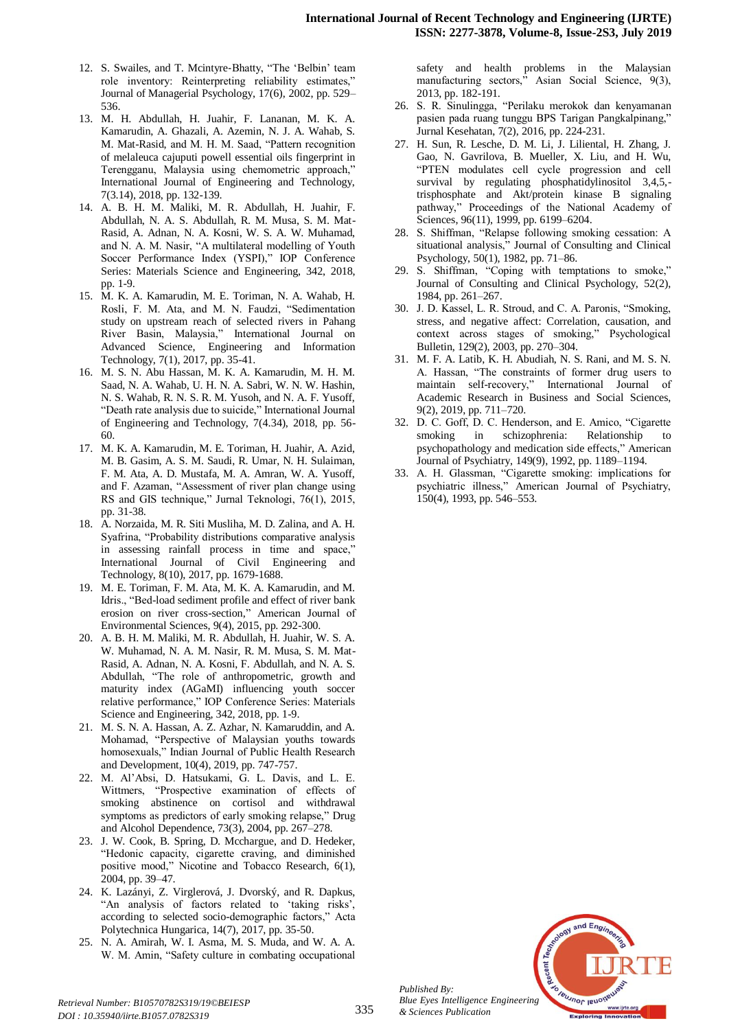12. S. Swailes, and T. Mcintyre-Bhatty, "The 'Belbin' team role inventory: Reinterpreting reliability estimates," Journal of Managerial Psychology, 17(6), 2002, pp. 529–536.
13. M. H. Abdullah, H. Juahir, F. Lananan, M. K. A. Kamarudin, A. Ghazali, A. Azemin, N. J. A. Wahab, S. M. Mat-Rasid, and M. H. M. Saad, "Pattern recognition of melaleuca cajuputi powell essential oils fingerprint in Terengganu, Malaysia using chemometric approach," International Journal of Engineering and Technology, 7(3.14), 2018, pp. 132-139.
14. A. B. H. M. Maliki, M. R. Abdullah, H. Juahir, F. Abdullah, N. A. S. Abdullah, R. M. Musa, S. M. Mat-Rasid, A. Adnan, N. A. Kosni, W. S. A. W. Muhamad, and N. A. M. Nasir, "A multilateral modelling of Youth Soccer Performance Index (YSPI)," IOP Conference Series: Materials Science and Engineering, 342, 2018, pp. 1-9.
15. M. K. A. Kamarudin, M. E. Toriman, N. A. Wahab, H. Rosli, F. M. Ata, and M. N. Faudzi, "Sedimentation study on upstream reach of selected rivers in Pahang River Basin, Malaysia," International Journal on Advanced Science, Engineering and Information Technology, 7(1), 2017, pp. 35-41.
16. M. S. N. Abu Hassan, M. K. A. Kamarudin, M. H. M. Saad, N. A. Wahab, U. H. N. A. Sabri, W. N. W. Hashin, N. S. Wahab, R. N. S. R. M. Yusoh, and N. A. F. Yusoff, "Death rate analysis due to suicide," International Journal of Engineering and Technology, 7(4.34), 2018, pp. 56-60.
17. M. K. A. Kamarudin, M. E. Toriman, H. Juahir, A. Azid, M. B. Gasim, A. S. M. Saudi, R. Umar, N. H. Sulaiman, F. M. Ata, A. D. Mustafa, M. A. Amran, W. A. Yusoff, and F. Azaman, "Assessment of river plan change using RS and GIS technique," Jurnal Teknologi, 76(1), 2015, pp. 31-38.
18. A. Norzaida, M. R. Siti Musliha, M. D. Zalina, and A. H. Syafrina, "Probability distributions comparative analysis in assessing rainfall process in time and space," International Journal of Civil Engineering and Technology, 8(10), 2017, pp. 1679-1688.
19. M. E. Toriman, F. M. Ata, M. K. A. Kamarudin, and M. Idris., "Bed-load sediment profile and effect of river bank erosion on river cross-section," American Journal of Environmental Sciences, 9(4), 2015, pp. 292-300.
20. A. B. H. M. Maliki, M. R. Abdullah, H. Juahir, W. S. A. W. Muhamad, N. A. M. Nasir, R. M. Musa, S. M. Mat-Rasid, A. Adnan, N. A. Kosni, F. Abdullah, and N. A. S. Abdullah, "The role of anthropometric, growth and maturity index (AGaMI) influencing youth soccer relative performance," IOP Conference Series: Materials Science and Engineering, 342, 2018, pp. 1-9.
21. M. S. N. A. Hassan, A. Z. Azhar, N. Kamaruddin, and A. Mohamad, "Perspective of Malaysian youths towards homosexuals," Indian Journal of Public Health Research and Development, 10(4), 2019, pp. 747-757.
22. M. Al'Absi, D. Hatsukami, G. L. Davis, and L. E. Wittmers, "Prospective examination of effects of smoking abstinence on cortisol and withdrawal symptoms as predictors of early smoking relapse," Drug and Alcohol Dependence, 73(3), 2004, pp. 267–278.
23. J. W. Cook, B. Spring, D. Mcchargue, and D. Hedeker, "Hedonic capacity, cigarette craving, and diminished positive mood," Nicotine and Tobacco Research, 6(1), 2004, pp. 39–47.
24. K. Lazányi, Z. Virglerová, J. Dvorský, and R. Dapkus, "An analysis of factors related to 'taking risks', according to selected socio-demographic factors," Acta Polytechnica Hungarica, 14(7), 2017, pp. 35-50.
25. N. A. Amirah, W. I. Asma, M. S. Muda, and W. A. A. W. M. Amin, "Safety culture in combating occupational safety and health problems in the Malaysian manufacturing sectors," Asian Social Science, 9(3), 2013, pp. 182-191.
26. S. R. Sinulingga, "Perilaku merokok dan kenyamanan pasien pada ruang tunggu BPS Tarigan Pangkalpinang," Jurnal Kesehatan, 7(2), 2016, pp. 224-231.
27. H. Sun, R. Lesche, D. M. Li, J. Liliental, H. Zhang, J. Gao, N. Gavrilova, B. Mueller, X. Liu, and H. Wu, "PTEN modulates cell cycle progression and cell survival by regulating phosphatidylinositol 3,4,5,-trisphosphate and Akt/protein kinase B signaling pathway," Proceedings of the National Academy of Sciences, 96(11), 1999, pp. 6199–6204.
28. S. Shiffman, "Relapse following smoking cessation: A situational analysis," Journal of Consulting and Clinical Psychology, 50(1), 1982, pp. 71–86.
29. S. Shiffman, "Coping with temptations to smoke," Journal of Consulting and Clinical Psychology, 52(2), 1984, pp. 261–267.
30. J. D. Kassel, L. R. Stroud, and C. A. Paronis, "Smoking, stress, and negative affect: Correlation, causation, and context across stages of smoking," Psychological Bulletin, 129(2), 2003, pp. 270–304.
31. M. F. A. Latib, K. H. Abudiah, N. S. Rani, and M. S. N. A. Hassan, "The constraints of former drug users to maintain self-recovery," International Journal of Academic Research in Business and Social Sciences, 9(2), 2019, pp. 711–720.
32. D. C. Goff, D. C. Henderson, and E. Amico, "Cigarette smoking in schizophrenia: Relationship to psychopathology and medication side effects," American Journal of Psychiatry, 149(9), 1992, pp. 1189–1194.
33. A. H. Glassman, "Cigarette smoking: implications for psychiatric illness," American Journal of Psychiatry, 150(4), 1993, pp. 546–553.